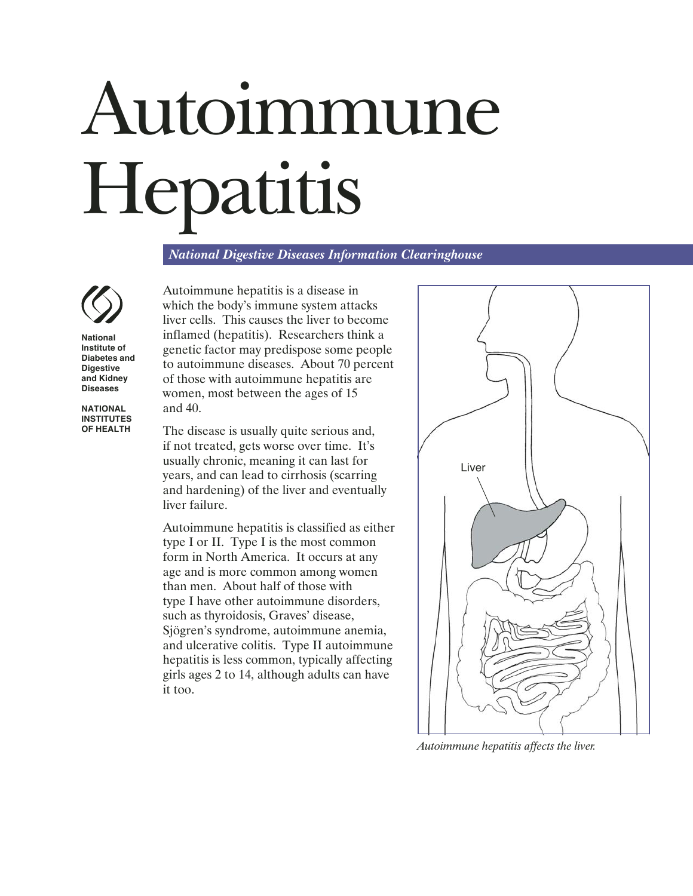# Autoimmune Hepatitis

*National Digestive Diseases Information Clearinghouse*

**National Institute of Diabetes and Digestive and Kidney Diseases**

**NATIONAL INSTITUTES OF HEALTH**

Autoimmune hepatitis is a disease in which the body's immune system attacks liver cells. This causes the liver to become inflamed (hepatitis). Researchers think a genetic factor may predispose some people to autoimmune diseases. About 70 percent of those with autoimmune hepatitis are women, most between the ages of 15 and 40.

The disease is usually quite serious and, if not treated, gets worse over time. It's usually chronic, meaning it can last for years, and can lead to cirrhosis (scarring and hardening) of the liver and eventually liver failure.

Autoimmune hepatitis is classified as either type I or II. Type I is the most common form in North America. It occurs at any age and is more common among women than men. About half of those with type I have other autoimmune disorders, such as thyroidosis, Graves' disease, Sjögren's syndrome, autoimmune anemia, and ulcerative colitis. Type II autoimmune hepatitis is less common, typically affecting girls ages 2 to 14, although adults can have it too.

Liver

*Autoimmune hepatitis affects the liver.*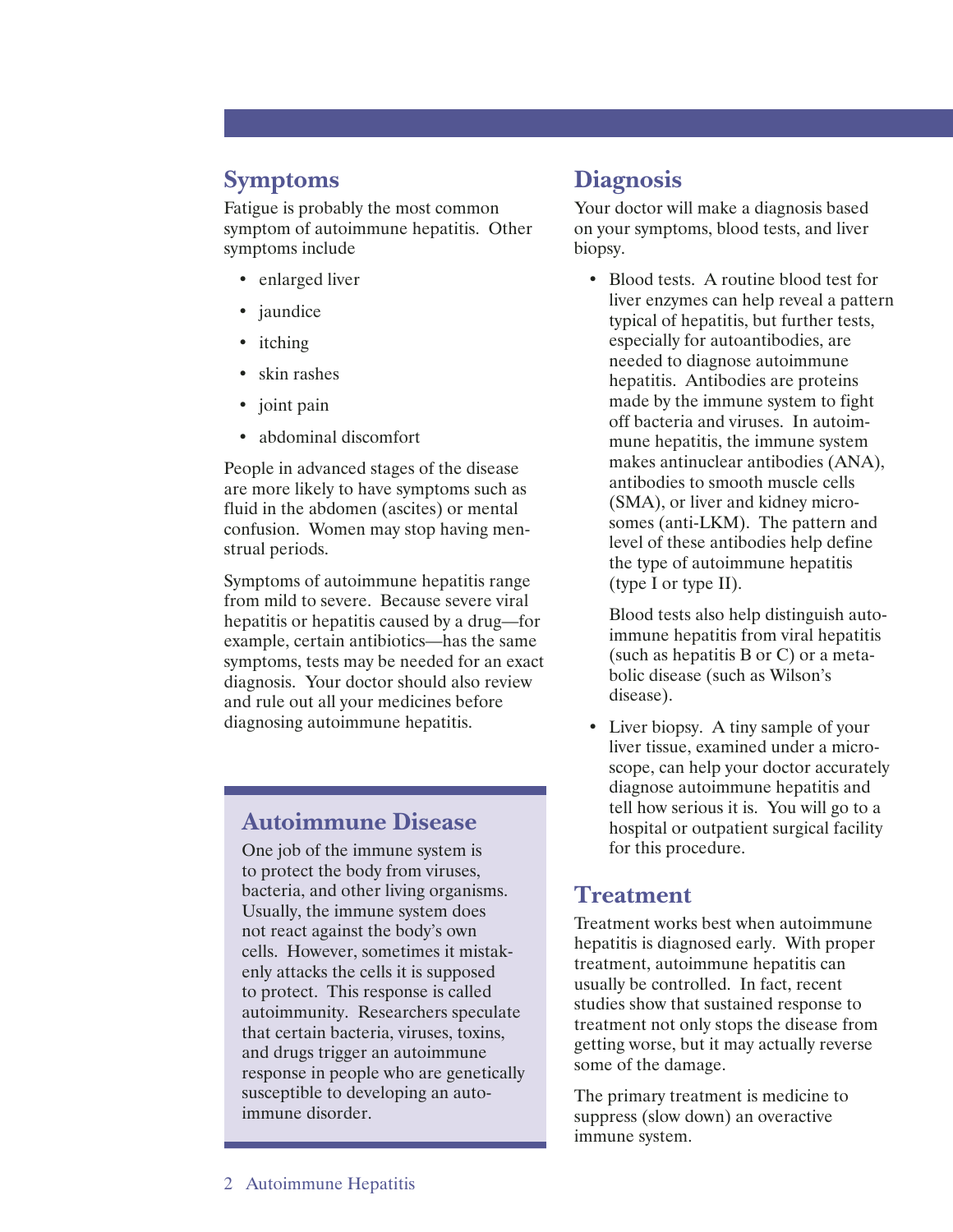## Symptoms

Fatigue is probably the most common symptom of autoimmune hepatitis. Other symptoms include

- enlarged liver
- jaundice
- itching
- skin rashes
- joint pain
- abdominal discomfort

People in advanced stages of the disease are more likely to have symptoms such as fluid in the abdomen (ascites) or mental confusion. Women may stop having menstrual periods.

Symptoms of autoimmune hepatitis range from mild to severe. Because severe viral hepatitis or hepatitis caused by a drug—for example, certain antibiotics—has the same symptoms, tests may be needed for an exact diagnosis. Your doctor should also review and rule out all your medicines before diagnosing autoimmune hepatitis.

## Autoimmune Disease

One job of the immune system is to protect the body from viruses, bacteria, and other living organisms. Usually, the immune system does not react against the body's own cells. However, sometimes it mistakenly attacks the cells it is supposed to protect. This response is called autoimmunity. Researchers speculate that certain bacteria, viruses, toxins, and drugs trigger an autoimmune response in people who are genetically susceptible to developing an autoimmune disorder.

## Diagnosis

Your doctor will make a diagnosis based on your symptoms, blood tests, and liver biopsy.

- Blood tests. A routine blood test for liver enzymes can help reveal a pattern typical of hepatitis, but further tests, especially for autoantibodies, are needed to diagnose autoimmune hepatitis. Antibodies are proteins made by the immune system to fight off bacteria and viruses. In autoimmune hepatitis, the immune system makes antinuclear antibodies (ANA), antibodies to smooth muscle cells (SMA), or liver and kidney microsomes (anti-LKM). The pattern and level of these antibodies help define the type of autoimmune hepatitis (type I or type II).

  Blood tests also help distinguish autoimmune hepatitis from viral hepatitis (such as hepatitis B or C) or a metabolic disease (such as Wilson's disease).

- Liver biopsy. A tiny sample of your liver tissue, examined under a microscope, can help your doctor accurately diagnose autoimmune hepatitis and tell how serious it is. You will go to a hospital or outpatient surgical facility for this procedure.

## Treatment

Treatment works best when autoimmune hepatitis is diagnosed early. With proper treatment, autoimmune hepatitis can usually be controlled. In fact, recent studies show that sustained response to treatment not only stops the disease from getting worse, but it may actually reverse some of the damage.

The primary treatment is medicine to suppress (slow down) an overactive immune system.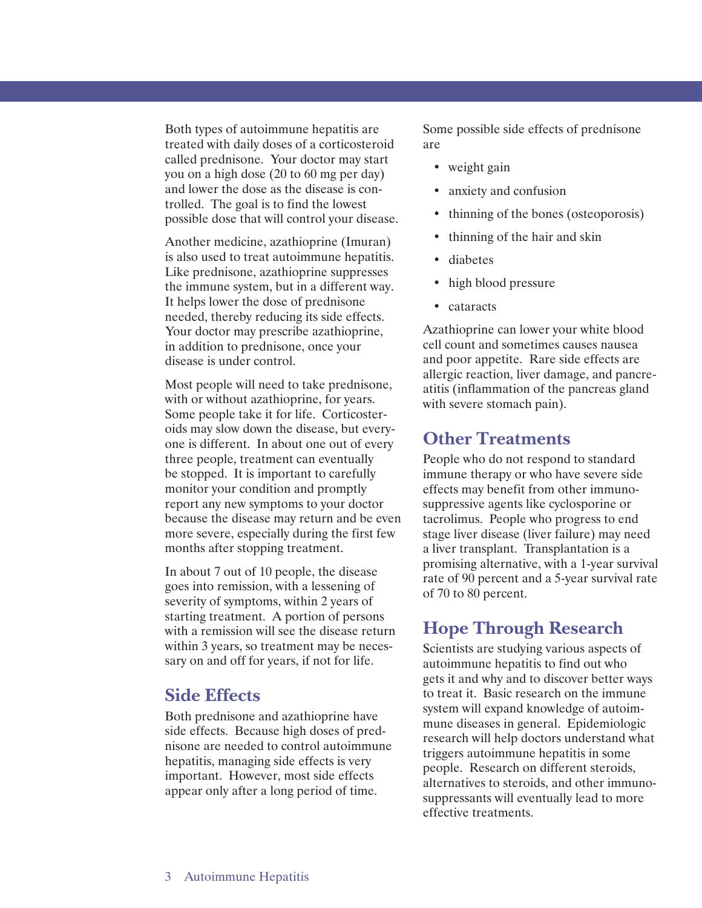Both types of autoimmune hepatitis are treated with daily doses of a corticosteroid called prednisone. Your doctor may start you on a high dose (20 to 60 mg per day) and lower the dose as the disease is controlled. The goal is to find the lowest possible dose that will control your disease.

Another medicine, azathioprine (Imuran) is also used to treat autoimmune hepatitis. Like prednisone, azathioprine suppresses the immune system, but in a different way. It helps lower the dose of prednisone needed, thereby reducing its side effects. Your doctor may prescribe azathioprine, in addition to prednisone, once your disease is under control.

Most people will need to take prednisone, with or without azathioprine, for years. Some people take it for life. Corticosteroids may slow down the disease, but everyone is different. In about one out of every three people, treatment can eventually be stopped. It is important to carefully monitor your condition and promptly report any new symptoms to your doctor because the disease may return and be even more severe, especially during the first few months after stopping treatment.

In about 7 out of 10 people, the disease goes into remission, with a lessening of severity of symptoms, within 2 years of starting treatment. A portion of persons with a remission will see the disease return within 3 years, so treatment may be necessary on and off for years, if not for life.

## Side Effects

Both prednisone and azathioprine have side effects. Because high doses of prednisone are needed to control autoimmune hepatitis, managing side effects is very important. However, most side effects appear only after a long period of time.

Some possible side effects of prednisone are

- weight gain
- anxiety and confusion
- thinning of the bones (osteoporosis)
- thinning of the hair and skin
- diabetes
- high blood pressure
- cataracts

Azathioprine can lower your white blood cell count and sometimes causes nausea and poor appetite. Rare side effects are allergic reaction, liver damage, and pancreatitis (inflammation of the pancreas gland with severe stomach pain).

## Other Treatments

People who do not respond to standard immune therapy or who have severe side effects may benefit from other immunosuppressive agents like cyclosporine or tacrolimus. People who progress to end stage liver disease (liver failure) may need a liver transplant. Transplantation is a promising alternative, with a 1-year survival rate of 90 percent and a 5-year survival rate of 70 to 80 percent.

## Hope Through Research

Scientists are studying various aspects of autoimmune hepatitis to find out who gets it and why and to discover better ways to treat it. Basic research on the immune system will expand knowledge of autoimmune diseases in general. Epidemiologic research will help doctors understand what triggers autoimmune hepatitis in some people. Research on different steroids, alternatives to steroids, and other immunosuppressants will eventually lead to more effective treatments.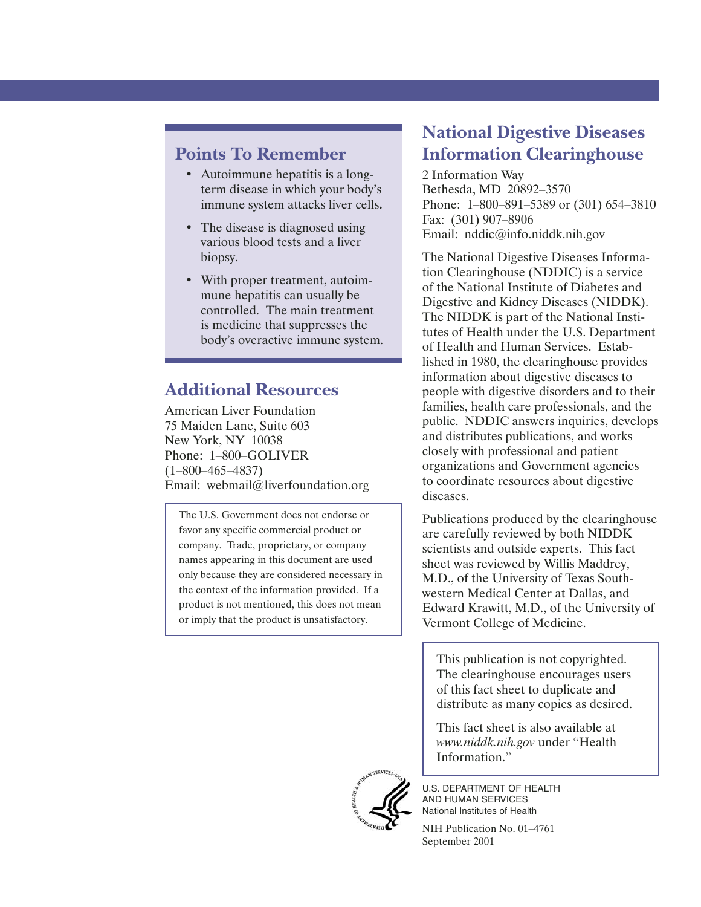## Points To Remember

- Autoimmune hepatitis is a long-term disease in which your body's immune system attacks liver cells.
- The disease is diagnosed using various blood tests and a liver biopsy.
- With proper treatment, autoimmune hepatitis can usually be controlled. The main treatment is medicine that suppresses the body's overactive immune system.

## Additional Resources

American Liver Foundation
75 Maiden Lane, Suite 603
New York, NY 10038
Phone: 1–800–GOLIVER
(1–800–465–4837)
Email: webmail@liverfoundation.org

The U.S. Government does not endorse or favor any specific commercial product or company. Trade, proprietary, or company names appearing in this document are used only because they are considered necessary in the context of the information provided. If a product is not mentioned, this does not mean or imply that the product is unsatisfactory.

## National Digestive Diseases Information Clearinghouse

2 Information Way
Bethesda, MD 20892–3570
Phone: 1–800–891–5389 or (301) 654–3810
Fax: (301) 907–8906
Email: nddic@info.niddk.nih.gov

The National Digestive Diseases Information Clearinghouse (NDDIC) is a service of the National Institute of Diabetes and Digestive and Kidney Diseases (NIDDK). The NIDDK is part of the National Institutes of Health under the U.S. Department of Health and Human Services. Established in 1980, the clearinghouse provides information about digestive diseases to people with digestive disorders and to their families, health care professionals, and the public. NDDIC answers inquiries, develops and distributes publications, and works closely with professional and patient organizations and Government agencies to coordinate resources about digestive diseases.

Publications produced by the clearinghouse are carefully reviewed by both NIDDK scientists and outside experts. This fact sheet was reviewed by Willis Maddrey, M.D., of the University of Texas Southwestern Medical Center at Dallas, and Edward Krawitt, M.D., of the University of Vermont College of Medicine.

This publication is not copyrighted. The clearinghouse encourages users of this fact sheet to duplicate and distribute as many copies as desired.

This fact sheet is also available at *www.niddk.nih.gov* under "Health Information."

U.S. DEPARTMENT OF HEALTH AND HUMAN SERVICES
National Institutes of Health

NIH Publication No. 01–4761
September 2001